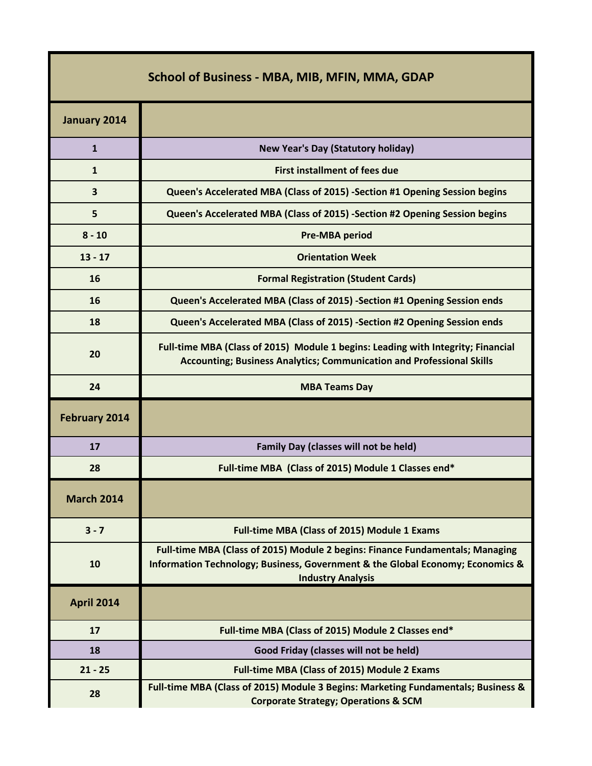# School of Business - MBA, MIB, MFIN, MMA, GDAP

| January 2014 | |
|---|---|
| 1 | New Year's Day (Statutory holiday) |
| 1 | First installment of fees due |
| 3 | Queen's Accelerated MBA (Class of 2015) -Section #1 Opening Session begins |
| 5 | Queen's Accelerated MBA (Class of 2015) -Section #2 Opening Session begins |
| 8 - 10 | Pre-MBA period |
| 13 - 17 | Orientation Week |
| 16 | Formal Registration (Student Cards) |
| 16 | Queen's Accelerated MBA (Class of 2015) -Section #1 Opening Session ends |
| 18 | Queen's Accelerated MBA (Class of 2015) -Section #2 Opening Session ends |
| 20 | Full-time MBA (Class of 2015) Module 1 begins: Leading with Integrity; Financial Accounting; Business Analytics; Communication and Professional Skills |
| 24 | MBA Teams Day |
| **February 2014** | |
| 17 | Family Day (classes will not be held) |
| 28 | Full-time MBA (Class of 2015) Module 1 Classes end* |
| **March 2014** | |
| 3 - 7 | Full-time MBA (Class of 2015) Module 1 Exams |
| 10 | Full-time MBA (Class of 2015) Module 2 begins: Finance Fundamentals; Managing Information Technology; Business, Government & the Global Economy; Economics & Industry Analysis |
| **April 2014** | |
| 17 | Full-time MBA (Class of 2015) Module 2 Classes end* |
| 18 | Good Friday (classes will not be held) |
| 21 - 25 | Full-time MBA (Class of 2015) Module 2 Exams |
| 28 | Full-time MBA (Class of 2015) Module 3 Begins: Marketing Fundamentals; Business & Corporate Strategy; Operations & SCM |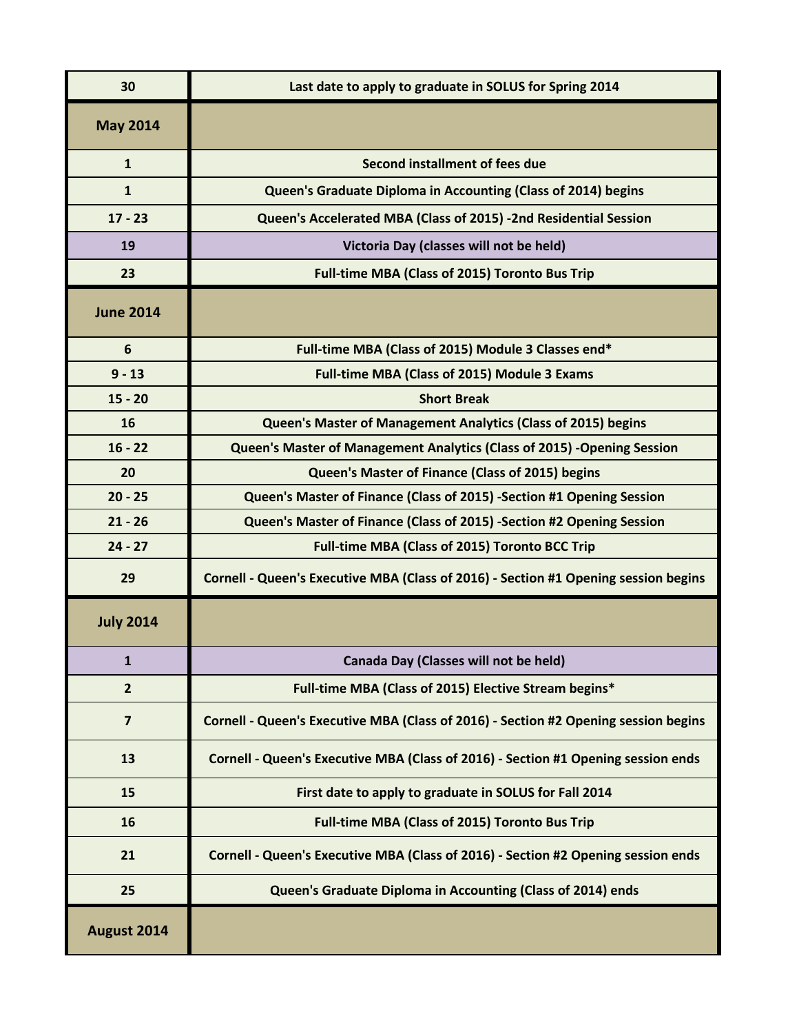| 30 | Last date to apply to graduate in SOLUS for Spring 2014 |
|---|---|
| **May 2014** | |
| 1 | Second installment of fees due |
| 1 | Queen's Graduate Diploma in Accounting (Class of 2014) begins |
| 17 - 23 | Queen's Accelerated MBA (Class of 2015) -2nd Residential Session |
| 19 | Victoria Day (classes will not be held) |
| 23 | Full-time MBA (Class of 2015) Toronto Bus Trip |
| **June 2014** | |
| 6 | Full-time MBA (Class of 2015) Module 3 Classes end* |
| 9 - 13 | Full-time MBA (Class of 2015) Module 3 Exams |
| 15 - 20 | Short Break |
| 16 | Queen's Master of Management Analytics (Class of 2015) begins |
| 16 - 22 | Queen's Master of Management Analytics (Class of 2015) -Opening Session |
| 20 | Queen's Master of Finance (Class of 2015) begins |
| 20 - 25 | Queen's Master of Finance (Class of 2015) -Section #1 Opening Session |
| 21 - 26 | Queen's Master of Finance (Class of 2015) -Section #2 Opening Session |
| 24 - 27 | Full-time MBA (Class of 2015) Toronto BCC Trip |
| 29 | Cornell - Queen's Executive MBA (Class of 2016) - Section #1 Opening session begins |
| **July 2014** | |
| 1 | Canada Day (Classes will not be held) |
| 2 | Full-time MBA (Class of 2015) Elective Stream begins* |
| 7 | Cornell - Queen's Executive MBA (Class of 2016) - Section #2 Opening session begins |
| 13 | Cornell - Queen's Executive MBA (Class of 2016) - Section #1 Opening session ends |
| 15 | First date to apply to graduate in SOLUS for Fall 2014 |
| 16 | Full-time MBA (Class of 2015) Toronto Bus Trip |
| 21 | Cornell - Queen's Executive MBA (Class of 2016) - Section #2 Opening session ends |
| 25 | Queen's Graduate Diploma in Accounting (Class of 2014) ends |
| **August 2014** | |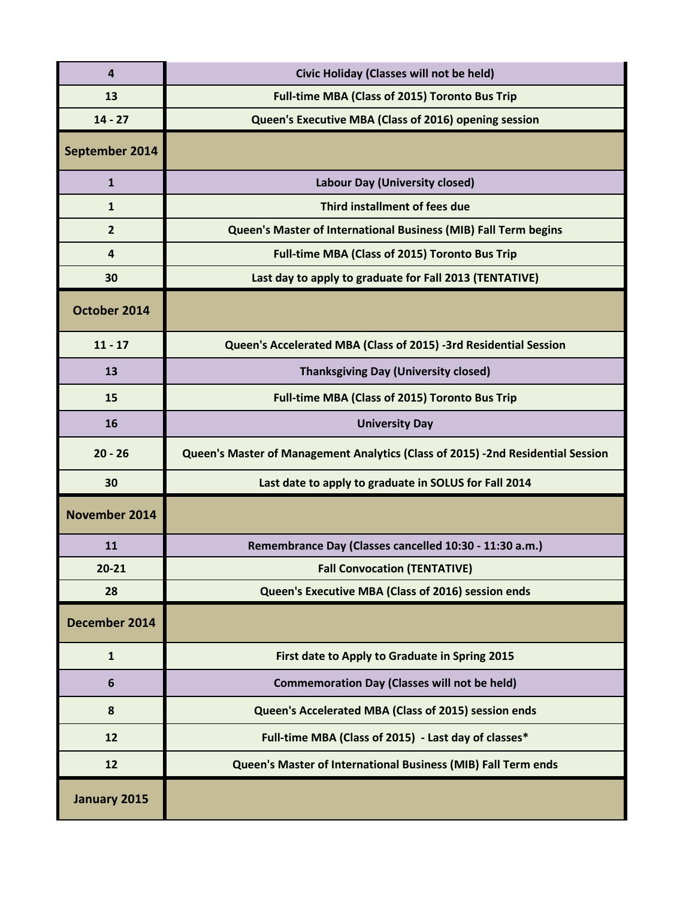| | |
|---|---|
| **4** | **Civic Holiday (Classes will not be held)** |
| **13** | **Full-time MBA (Class of 2015) Toronto Bus Trip** |
| **14 - 27** | **Queen's Executive MBA (Class of 2016) opening session** |
| **September 2014** | |
| **1** | **Labour Day (University closed)** |
| **1** | **Third installment of fees due** |
| **2** | **Queen's Master of International Business (MIB) Fall Term begins** |
| **4** | **Full-time MBA (Class of 2015) Toronto Bus Trip** |
| **30** | **Last day to apply to graduate for Fall 2013 (TENTATIVE)** |
| **October 2014** | |
| **11 - 17** | **Queen's Accelerated MBA (Class of 2015) -3rd Residential Session** |
| **13** | **Thanksgiving Day (University closed)** |
| **15** | **Full-time MBA (Class of 2015) Toronto Bus Trip** |
| **16** | **University Day** |
| **20 - 26** | **Queen's Master of Management Analytics (Class of 2015) -2nd Residential Session** |
| **30** | **Last date to apply to graduate in SOLUS for Fall 2014** |
| **November 2014** | |
| **11** | **Remembrance Day (Classes cancelled 10:30 - 11:30 a.m.)** |
| **20-21** | **Fall Convocation (TENTATIVE)** |
| **28** | **Queen's Executive MBA (Class of 2016) session ends** |
| **December 2014** | |
| **1** | **First date to Apply to Graduate in Spring 2015** |
| **6** | **Commemoration Day (Classes will not be held)** |
| **8** | **Queen's Accelerated MBA (Class of 2015) session ends** |
| **12** | **Full-time MBA (Class of 2015) - Last day of classes*** |
| **12** | **Queen's Master of International Business (MIB) Fall Term ends** |
| **January 2015** | |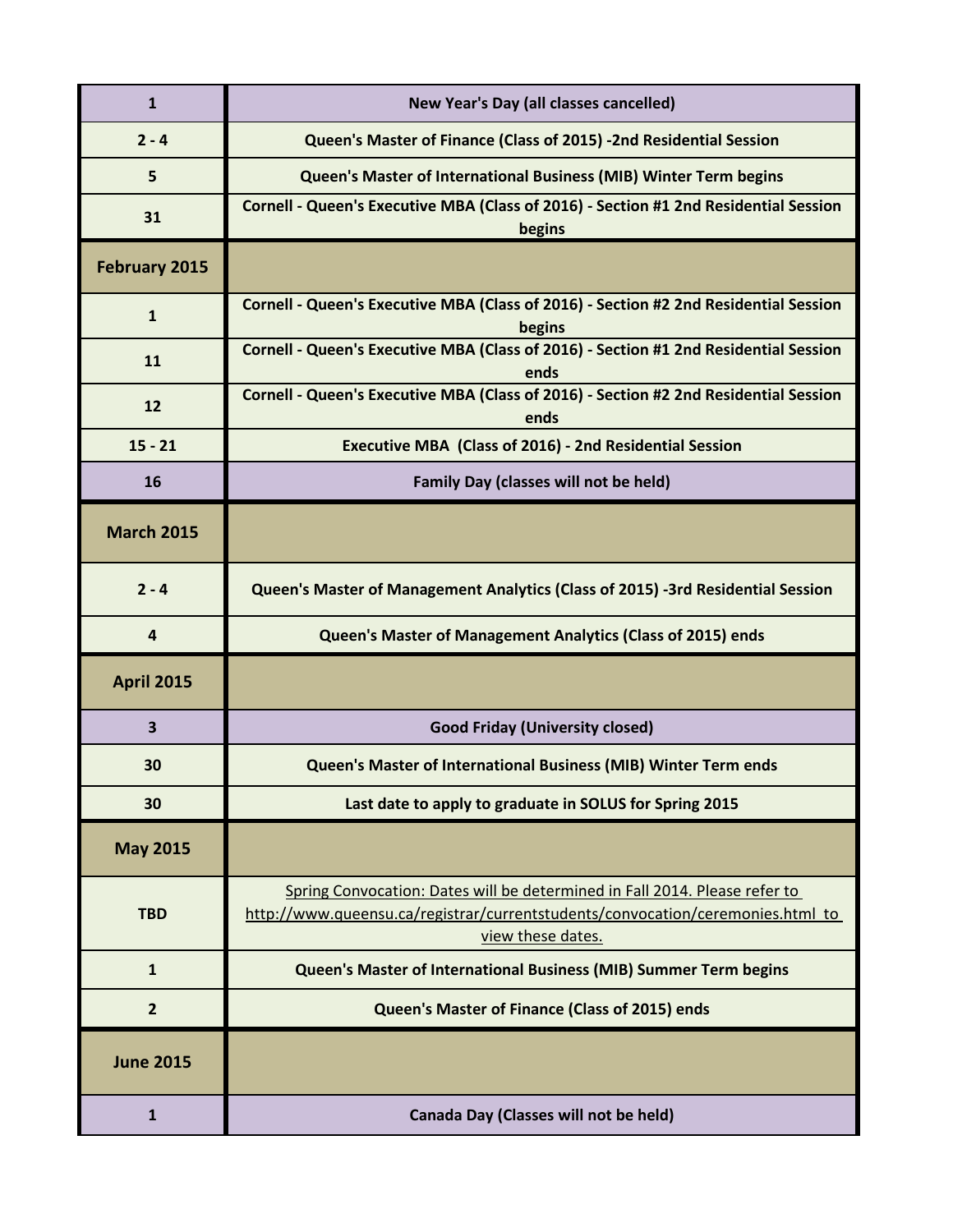| | |
|---|---|
| **1** | **New Year's Day (all classes cancelled)** |
| **2 - 4** | **Queen's Master of Finance (Class of 2015) -2nd Residential Session** |
| **5** | **Queen's Master of International Business (MIB) Winter Term begins** |
| **31** | **Cornell - Queen's Executive MBA (Class of 2016) - Section #1 2nd Residential Session begins** |
| **February 2015** | |
| **1** | **Cornell - Queen's Executive MBA (Class of 2016) - Section #2 2nd Residential Session begins** |
| **11** | **Cornell - Queen's Executive MBA (Class of 2016) - Section #1 2nd Residential Session ends** |
| **12** | **Cornell - Queen's Executive MBA (Class of 2016) - Section #2 2nd Residential Session ends** |
| **15 - 21** | **Executive MBA (Class of 2016) - 2nd Residential Session** |
| **16** | **Family Day (classes will not be held)** |
| **March 2015** | |
| **2 - 4** | **Queen's Master of Management Analytics (Class of 2015) -3rd Residential Session** |
| **4** | **Queen's Master of Management Analytics (Class of 2015) ends** |
| **April 2015** | |
| **3** | **Good Friday (University closed)** |
| **30** | **Queen's Master of International Business (MIB) Winter Term ends** |
| **30** | **Last date to apply to graduate in SOLUS for Spring 2015** |
| **May 2015** | |
| **TBD** | Spring Convocation: Dates will be determined in Fall 2014. Please refer to http://www.queensu.ca/registrar/currentstudents/convocation/ceremonies.html to view these dates. |
| **1** | **Queen's Master of International Business (MIB) Summer Term begins** |
| **2** | **Queen's Master of Finance (Class of 2015) ends** |
| **June 2015** | |
| **1** | **Canada Day (Classes will not be held)** |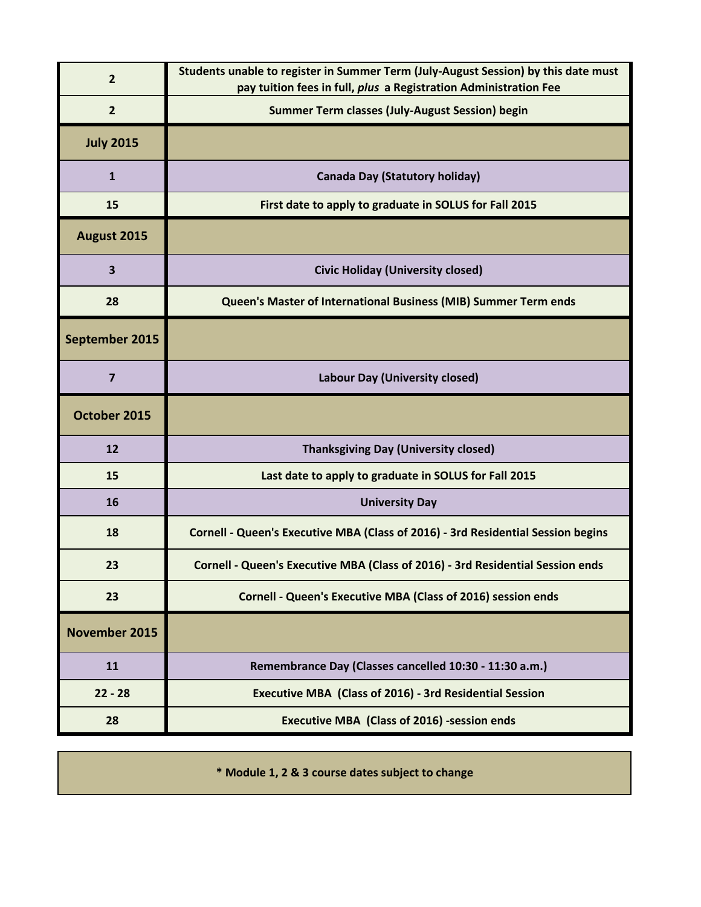| | |
|---|---|
| 2 | Students unable to register in Summer Term (July-August Session) by this date must pay tuition fees in full, *plus* a Registration Administration Fee |
| 2 | Summer Term classes (July-August Session) begin |
| **July 2015** | |
| 1 | Canada Day (Statutory holiday) |
| 15 | First date to apply to graduate in SOLUS for Fall 2015 |
| **August 2015** | |
| 3 | Civic Holiday (University closed) |
| 28 | Queen's Master of International Business (MIB) Summer Term ends |
| **September 2015** | |
| 7 | Labour Day (University closed) |
| **October 2015** | |
| 12 | Thanksgiving Day (University closed) |
| 15 | Last date to apply to graduate in SOLUS for Fall 2015 |
| 16 | University Day |
| 18 | Cornell - Queen's Executive MBA (Class of 2016) - 3rd Residential Session begins |
| 23 | Cornell - Queen's Executive MBA (Class of 2016) - 3rd Residential Session ends |
| 23 | Cornell - Queen's Executive MBA (Class of 2016) session ends |
| **November 2015** | |
| 11 | Remembrance Day (Classes cancelled 10:30 - 11:30 a.m.) |
| 22 - 28 | Executive MBA (Class of 2016) - 3rd Residential Session |
| 28 | Executive MBA (Class of 2016) -session ends |

**\* Module 1, 2 & 3 course dates subject to change**